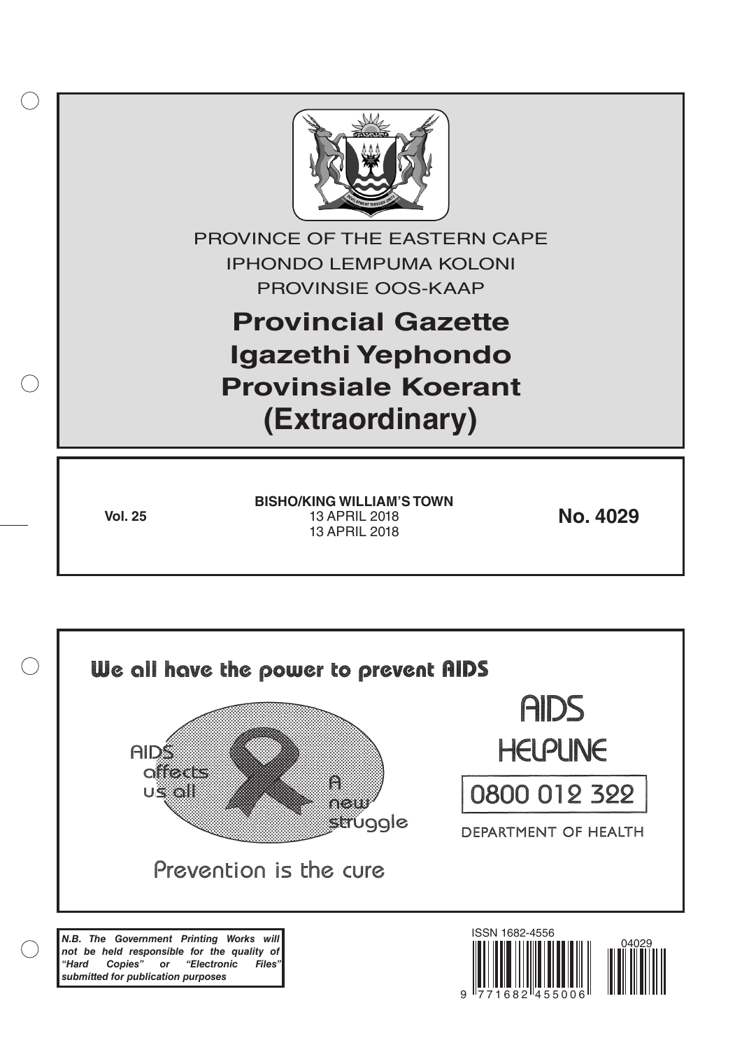PROVINCE OF THE EASTERN CAPE

IPHONDO LEMPUMA KOLONI

PROVINSIE OOS-KAAP

# Provincial Gazette
# Igazethi Yephondo
# Provinsiale Koerant
# (Extraordinary)

**Vol. 25**

**BISHO/KING WILLIAM'S TOWN**
13 APRIL 2018
13 APRIL 2018

**No. 4029**

We all have the power to prevent AIDS

AIDS affects us all

A new struggle

Prevention is the cure

AIDS HELPLINE

0800 012 322

DEPARTMENT OF HEALTH

***N.B. The Government Printing Works will not be held responsible for the quality of "Hard Copies" or "Electronic Files" submitted for publication purposes***

ISSN 1682-4556

04029

9 771682 455006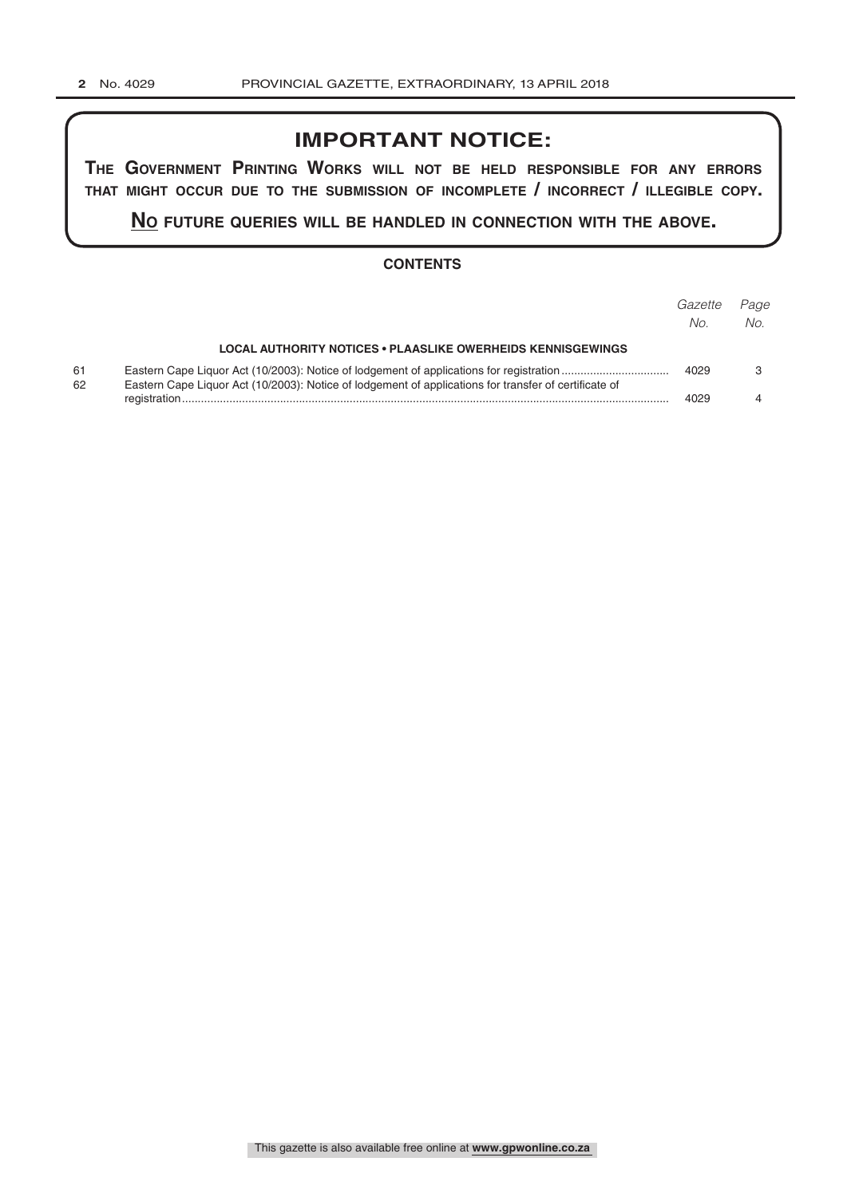## IMPORTANT NOTICE:

**THE GOVERNMENT PRINTING WORKS WILL NOT BE HELD RESPONSIBLE FOR ANY ERRORS THAT MIGHT OCCUR DUE TO THE SUBMISSION OF INCOMPLETE / INCORRECT / ILLEGIBLE COPY.**

**NO FUTURE QUERIES WILL BE HANDLED IN CONNECTION WITH THE ABOVE.**

### CONTENTS

| | | *Gazette No.* | *Page No.* |
|---|---|---|---|
| | **LOCAL AUTHORITY NOTICES • PLAASLIKE OWERHEIDS KENNISGEWINGS** | | |
| 61 | Eastern Cape Liquor Act (10/2003): Notice of lodgement of applications for registration | 4029 | 3 |
| 62 | Eastern Cape Liquor Act (10/2003): Notice of lodgement of applications for transfer of certificate of registration | 4029 | 4 |

This gazette is also available free online at **www.gpwonline.co.za**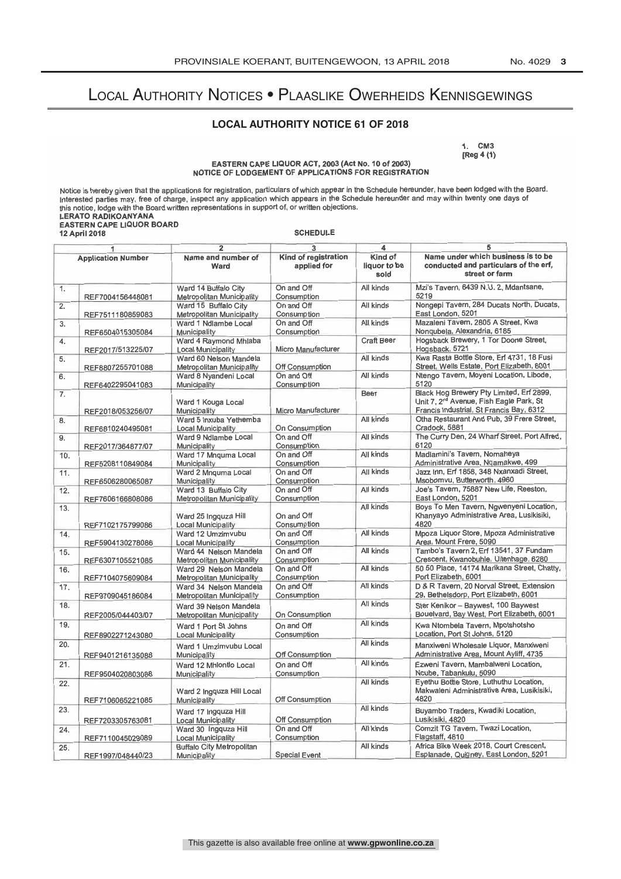# Local Authority Notices • Plaaslike Owerheids Kennisgewings

## LOCAL AUTHORITY NOTICE 61 OF 2018

1. CM3
[Reg 4 (1)

**EASTERN CAPE LIQUOR ACT, 2003 (Act No. 10 of 2003)**
**NOTICE OF LODGEMENT OF APPLICATIONS FOR REGISTRATION**

Notice is hereby given that the applications for registration, particulars of which appear in the Schedule hereunder, have been lodged with the Board. Interested parties may, free of charge, inspect any application which appears in the Schedule hereunder and may within twenty one days of this notice, lodge with the Board written representations in support of, or written objections.

**LERATO RADIKOANYANA**
**EASTERN CAPE LIQUOR BOARD**
**12 April 2018**

**SCHEDULE**

| 1 | | 2 | 3 | 4 | 5 |
|---|---|---|---|---|---|
| Application Number | | Name and number of Ward | Kind of registration applied for | Kind of liquor to be sold | Name under which business is to be conducted and particulars of the erf, street or farm |
| 1. | REF7004156446081 | Ward 14 Buffalo City Metropolitan Municipality | On and Off Consumption | All kinds | Mzi's Tavern, 6439 N.U. 2, Mdantsane, 5219 |
| 2. | REF7511180859083 | Ward 15 Buffalo City Metropolitan Municipality | On and Off Consumption | All kinds | Nongepi Tavern, 284 Ducats North, Ducats, East London, 5201 |
| 3. | REF6504015305084 | Ward 1 Ndlambe Local Municipality | On and Off Consumption | All kinds | Mazaleni Tavern, 2805 A Street, Kwa Nonqubela, Alexandria, 6185 |
| 4. | REF2017/513225/07 | Ward 4 Raymond Mhlaba Local Municipality | Micro Manufacturer | Craft Beer | Hogsback Brewery, 1 Tor Doone Street, Hogsback, 5721 |
| 5. | REF8807255701088 | Ward 60 Nelson Mandela Metropolitan Municipality | Off Consumption | All kinds | Kwa Rasta Bottle Store, Erf 4731, 18 Fusi Street, Wells Estate, Port Elizabeth, 6001 |
| 6. | REF6402295041083 | Ward 8 Nyandeni Local Municipality | On and Off Consumption | All kinds | Ntengo Tavern, Moyeni Location, Libode, 5120 |
| 7. | REF2018/053256/07 | Ward 1 Kouga Local Municipality | Micro Manufacturer | Beer | Black Hog Brewery Pty Limited, Erf 2899, Unit 7, 2nd Avenue, Fish Eagle Park, St Francis Industrial, St Francis Bay, 6312 |
| 8. | REF6810240495081 | Ward 5 Inxuba Yethemba Local Municipality | On Consumption | All kinds | Otha Restaurant And Pub, 39 Frere Street, Cradock, 5881 |
| 9. | REF2017/364877/07 | Ward 9 Ndlambe Local Municipality | On and Off Consumption | All kinds | The Curry Den, 24 Wharf Street, Port Alfred, 6120 |
| 10. | REF5208110849084 | Ward 17 Mnquma Local Municipality | On and Off Consumption | All kinds | Madlamini's Tavern, Nomaheya Administrative Area, Nqamakwe, 499 |
| 11. | REF6506280065087 | Ward 2 Mnquma Local Municipality | On and Off Consumption | All kinds | Jazz Inn, Erf 1858, 348 Nxanxadi Street, Msobomvu, Butterworth, 4960 |
| 12. | REF7606166808086 | Ward 13 Buffalo City Metropolitan Municipality | On and Off Consumption | All kinds | Joe's Tavern, 75887 New Life, Reeston, East London, 5201 |
| 13. | REF7102175799086 | Ward 25 Ingquza Hill Local Municipality | On and Off Consumption | All kinds | Boys To Men Tavern, Ngwenyeni Location, Khanyayo Administrative Area, Lusikisiki, 4820 |
| 14. | REF5904130278086 | Ward 12 Umzimvubu Local Municipality | On and Off Consumption | All kinds | Mpoza Liquor Store, Mpoza Administrative Area, Mount Frere, 5090 |
| 15. | REF6307105521085 | Ward 44 Nelson Mandela Metropolitan Municipality | On and Off Consumption | All kinds | Tambo's Tavern 2, Erf 13541, 37 Fundam Crescent, Kwanobuhle, Uitenhage, 6280 |
| 16. | REF7104075609084 | Ward 29 Nelson Mandela Metropolitan Municipality | On and Off Consumption | All kinds | 50 50 Place, 14174 Marikana Street, Chatty, Port Elizabeth, 6001 |
| 17. | REF9709045186084 | Ward 34 Nelson Mandela Metropolitan Municipality | On and Off Consumption | All kinds | D & R Tavern, 20 Norval Street, Extension 29, Bethelsdorp, Port Elizabeth, 6001 |
| 18. | REF2005/044403/07 | Ward 39 Nelson Mandela Metropolitan Municipality | On Consumption | All kinds | Ster Kenikor – Baywest, 100 Baywest Bouelvard, Bay West, Port Elizabeth, 6001 |
| 19. | REF8902271243080 | Ward 1 Port St Johns Local Municipality | On and Off Consumption | All kinds | Kwa Ntombela Tavern, Mpotshotsho Location, Port St Johns, 5120 |
| 20. | REF9401216135088 | Ward 1 Umzimvubu Local Municipality | Off Consumption | All kinds | Manxiweni Wholesale Liquor, Manxiweni Administrative Area, Mount Ayliff, 4735 |
| 21. | REF9504020803088 | Ward 12 Mhlontlo Local Municipality | On and Off Consumption | All kinds | Ezweni Tavern, Mambalweni Location, Ncube, Tabankulu, 5090 |
| 22. | REF7106065221085 | Ward 2 Ingquza Hill Local Municipality | Off Consumption | All kinds | Eyethu Bottle Store, Luthuthu Location, Makwaleni Administrative Area, Lusikisiki, 4820 |
| 23. | REF7203305763081 | Ward 17 Ingquza Hill Local Municipality | Off Consumption | All kinds | Buyambo Traders, Kwadiki Location, Lusikisiki, 4820 |
| 24. | REF7110045029089 | Ward 30 Ingquza Hill Local Municipality | On and Off Consumption | All kinds | Comzit TG Tavern, Twazi Location, Flagstaff, 4810 |
| 25. | REF1997/048440/23 | Buffalo City Metropolitan Municipality | Special Event | All kinds | Africa Bike Week 2018, Court Crescent, Esplanade, Quigney, East London, 5201 |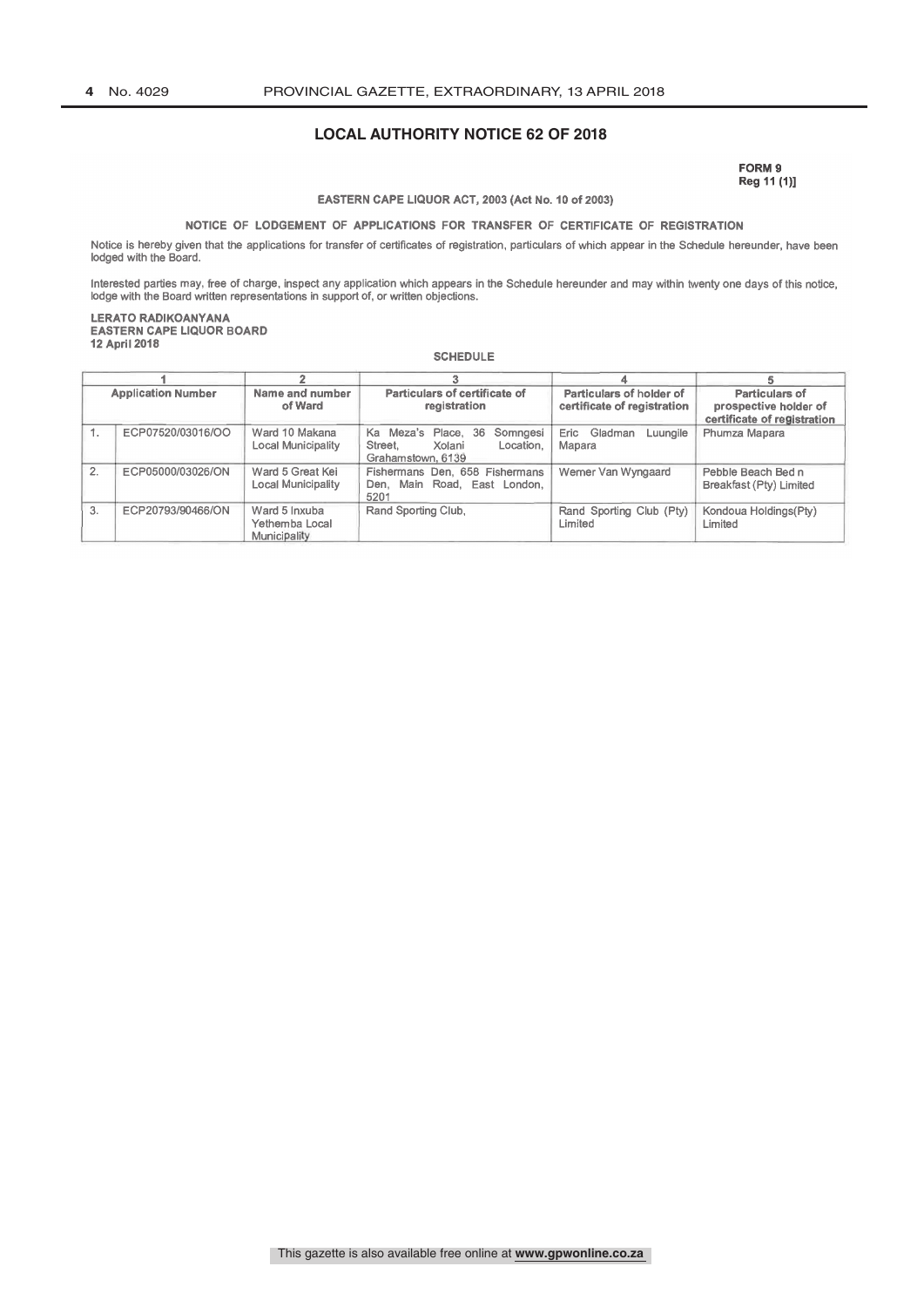## LOCAL AUTHORITY NOTICE 62 OF 2018

**FORM 9**
**Reg 11 (1)]**

**EASTERN CAPE LIQUOR ACT, 2003 (Act No. 10 of 2003)**

**NOTICE OF LODGEMENT OF APPLICATIONS FOR TRANSFER OF CERTIFICATE OF REGISTRATION**

Notice is hereby given that the applications for transfer of certificates of registration, particulars of which appear in the Schedule hereunder, have been lodged with the Board.

Interested parties may, free of charge, inspect any application which appears in the Schedule hereunder and may within twenty one days of this notice, lodge with the Board written representations in support of, or written objections.

**LERATO RADIKOANYANA**
**EASTERN CAPE LIQUOR BOARD**
**12 April 2018**

**SCHEDULE**

| 1 | | 2 | 3 | 4 | 5 |
|---|---|---|---|---|---|
| **Application Number** | | **Name and number of Ward** | **Particulars of certificate of registration** | **Particulars of holder of certificate of registration** | **Particulars of prospective holder of certificate of registration** |
| 1. | ECP07520/03016/OO | Ward 10 Makana Local Municipality | Ka Meza's Place, 36 Somngesi Street, Xolani Location, Grahamstown, 6139 | Eric Gladman Luungile Mapara | Phumza Mapara |
| 2. | ECP05000/03026/ON | Ward 5 Great Kei Local Municipality | Fishermans Den, 658 Fishermans Den, Main Road, East London, 5201 | Werner Van Wyngaard | Pebble Beach Bed n Breakfast (Pty) Limited |
| 3. | ECP20793/90466/ON | Ward 5 Inxuba Yethemba Local Municipality | Rand Sporting Club, | Rand Sporting Club (Pty) Limited | Kondoua Holdings(Pty) Limited |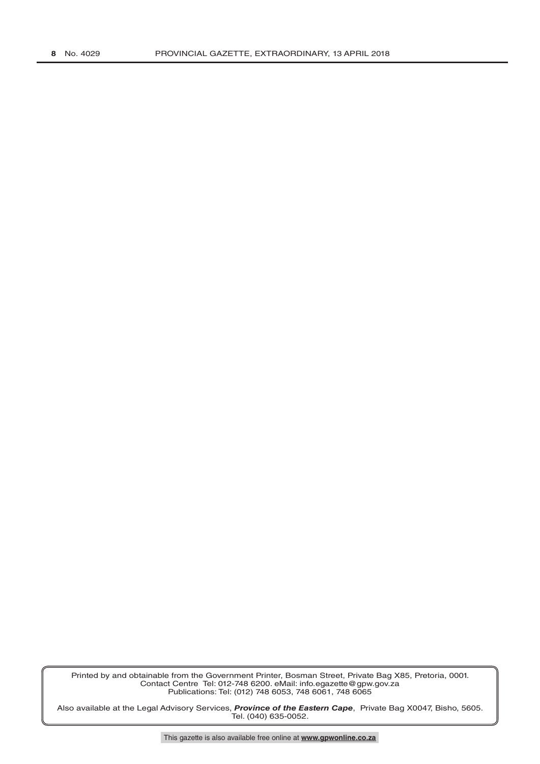Printed by and obtainable from the Government Printer, Bosman Street, Private Bag X85, Pretoria, 0001.
Contact Centre Tel: 012-748 6200. eMail: info.egazette@gpw.gov.za
Publications: Tel: (012) 748 6053, 748 6061, 748 6065

Also available at the Legal Advisory Services, ***Province of the Eastern Cape***, Private Bag X0047, Bisho, 5605.
Tel. (040) 635-0052.

This gazette is also available free online at **www.gpwonline.co.za**